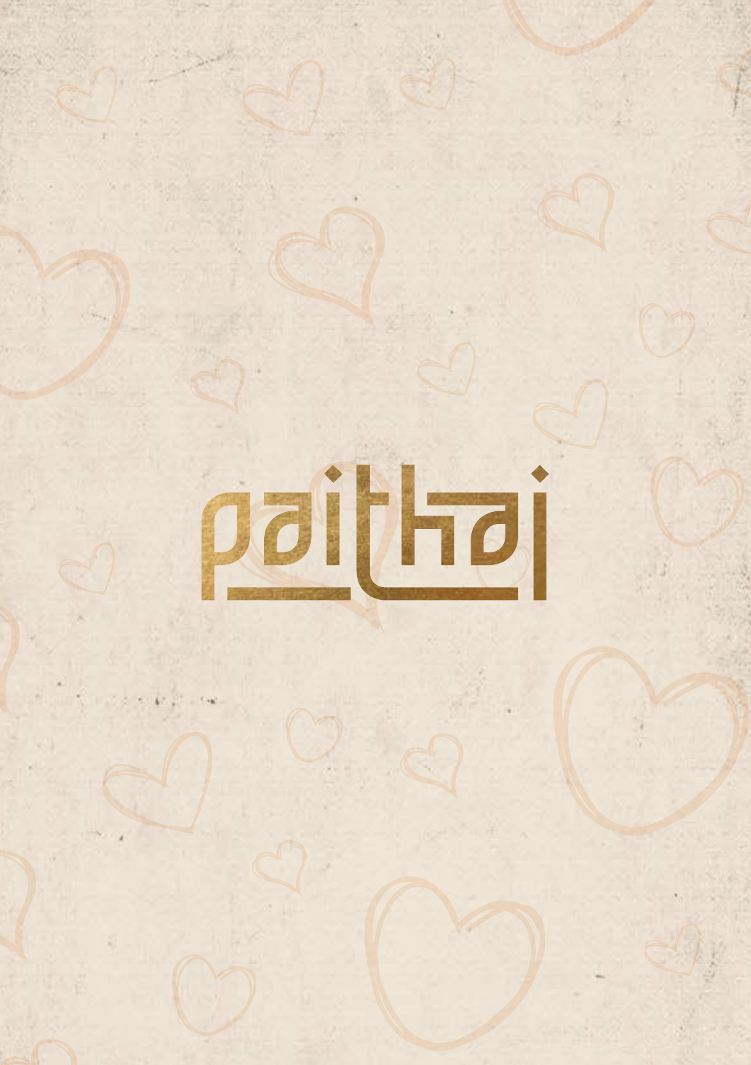# paithai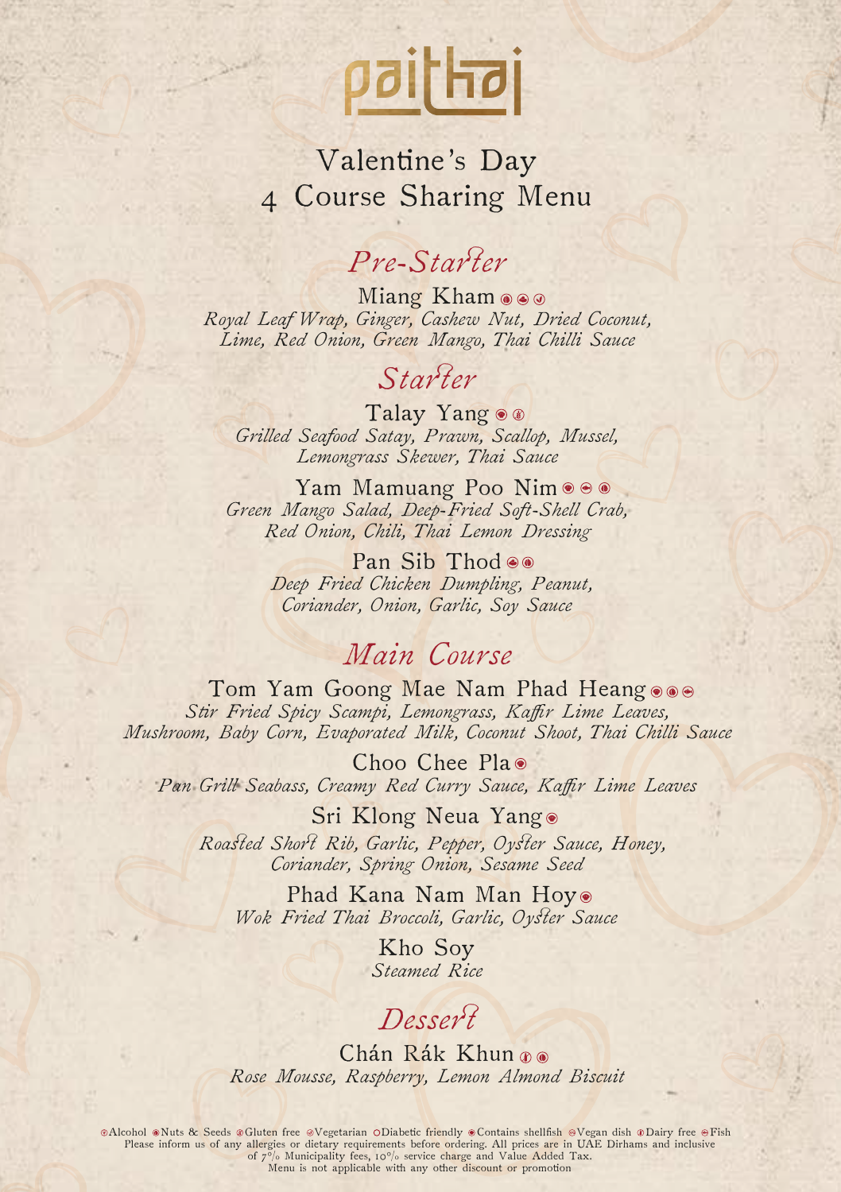# paithai

## Valentine's Day
## 4 Course Sharing Menu

### *Pre-Starter*

Miang Kham
*Royal Leaf Wrap, Ginger, Cashew Nut, Dried Coconut, Lime, Red Onion, Green Mango, Thai Chilli Sauce*

### *Starter*

Talay Yang
*Grilled Seafood Satay, Prawn, Scallop, Mussel, Lemongrass Skewer, Thai Sauce*

Yam Mamuang Poo Nim
*Green Mango Salad, Deep-Fried Soft-Shell Crab, Red Onion, Chili, Thai Lemon Dressing*

Pan Sib Thod
*Deep Fried Chicken Dumpling, Peanut, Coriander, Onion, Garlic, Soy Sauce*

### *Main Course*

Tom Yam Goong Mae Nam Phad Heang
*Stir Fried Spicy Scampi, Lemongrass, Kaffir Lime Leaves, Mushroom, Baby Corn, Evaporated Milk, Coconut Shoot, Thai Chilli Sauce*

Choo Chee Pla
*Pan Grill Seabass, Creamy Red Curry Sauce, Kaffir Lime Leaves*

Sri Klong Neua Yang
*Roasted Short Rib, Garlic, Pepper, Oyster Sauce, Honey, Coriander, Spring Onion, Sesame Seed*

Phad Kana Nam Man Hoy
*Wok Fried Thai Broccoli, Garlic, Oyster Sauce*

Kho Soy
*Steamed Rice*

### *Dessert*

Chán Rák Khun
*Rose Mousse, Raspberry, Lemon Almond Biscuit*

Alcohol · Nuts & Seeds · Gluten free · Vegetarian · Diabetic friendly · Contains shellfish · Vegan dish · Dairy free · Fish
Please inform us of any allergies or dietary requirements before ordering. All prices are in UAE Dirhams and inclusive of 7% Municipality fees, 10% service charge and Value Added Tax.
Menu is not applicable with any other discount or promotion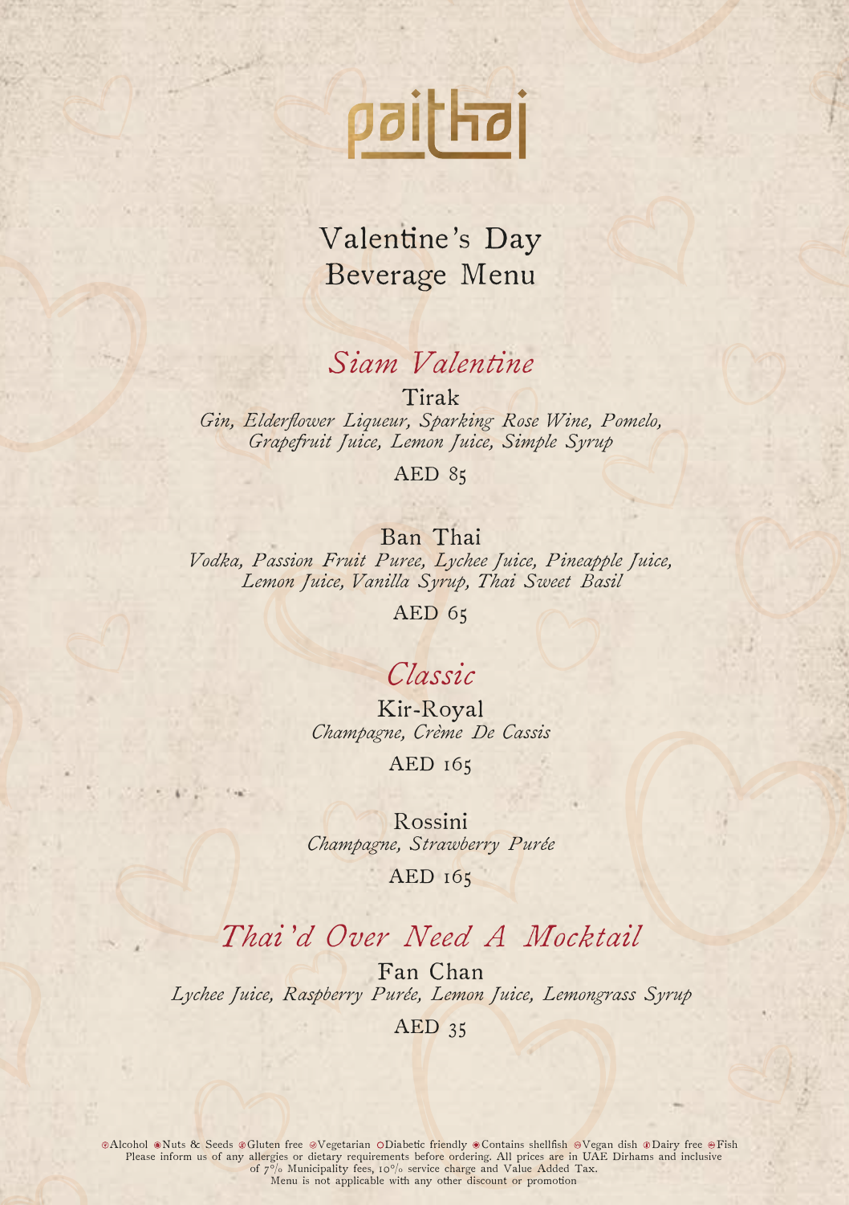# paithai

## Valentine's Day Beverage Menu

### *Siam Valentine*

**Tirak**
*Gin, Elderflower Liqueur, Sparking Rose Wine, Pomelo, Grapefruit Juice, Lemon Juice, Simple Syrup*

AED 85

**Ban Thai**
*Vodka, Passion Fruit Puree, Lychee Juice, Pineapple Juice, Lemon Juice, Vanilla Syrup, Thai Sweet Basil*

AED 65

### *Classic*

**Kir-Royal**
*Champagne, Crème De Cassis*

AED 165

**Rossini**
*Champagne, Strawberry Purée*

AED 165

### *Thai'd Over Need A Mocktail*

**Fan Chan**
*Lychee Juice, Raspberry Purée, Lemon Juice, Lemongrass Syrup*

AED 35

Alcohol · Nuts & Seeds · Gluten free · Vegetarian · Diabetic friendly · Contains shellfish · Vegan dish · Dairy free · Fish
Please inform us of any allergies or dietary requirements before ordering. All prices are in UAE Dirhams and inclusive of 7% Municipality fees, 10% service charge and Value Added Tax.
Menu is not applicable with any other discount or promotion